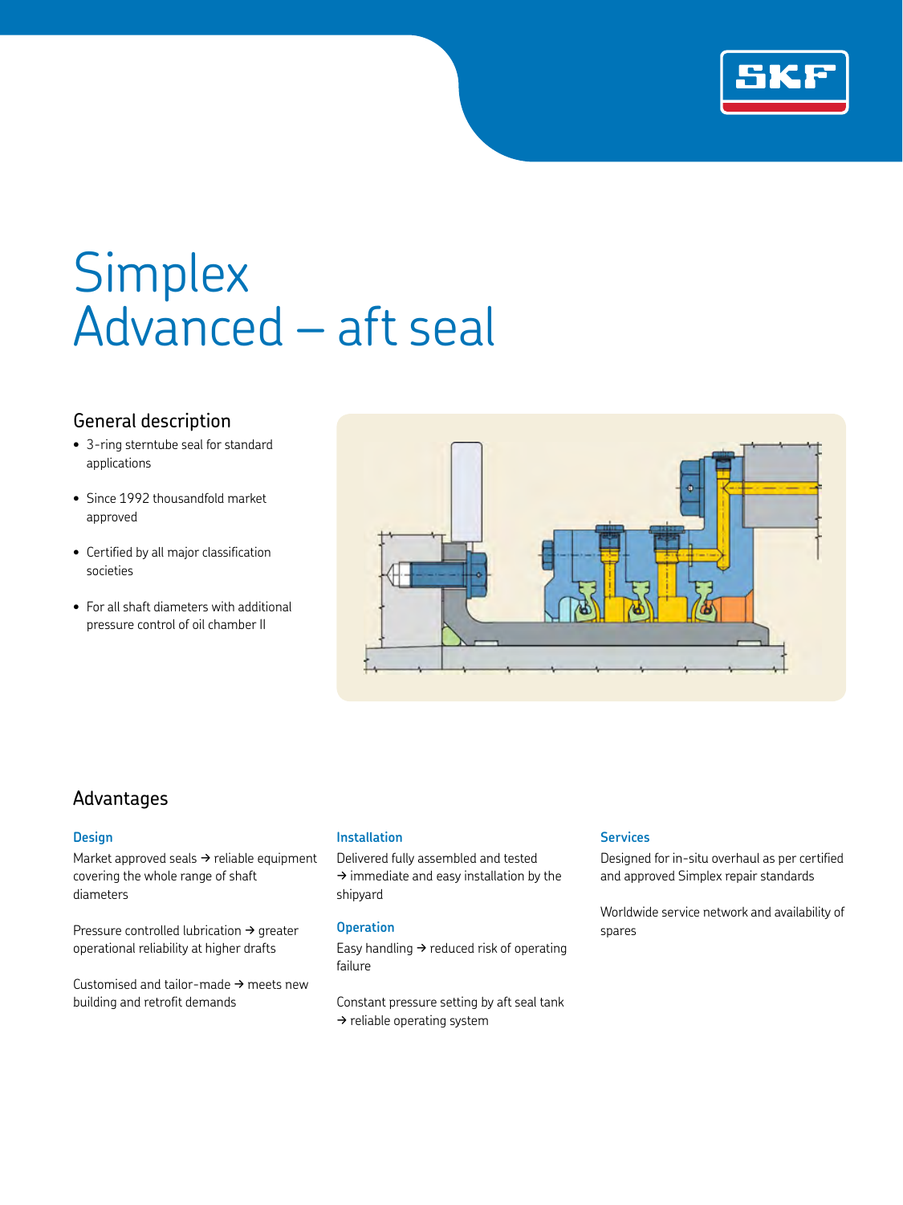# Simplex Advanced – aft seal

## General description

- 3-ring sterntube seal for standard applications
- Since 1992 thousandfold market approved
- Certified by all major classification societies
- For all shaft diameters with additional pressure control of oil chamber II

## Advantages

### Design

Market approved seals → reliable equipment covering the whole range of shaft diameters

Pressure controlled lubrication → greater operational reliability at higher drafts

Customised and tailor-made → meets new building and retrofit demands

### Installation

Delivered fully assembled and tested → immediate and easy installation by the shipyard

### Operation

Easy handling → reduced risk of operating failure

Constant pressure setting by aft seal tank → reliable operating system

### Services

Designed for in-situ overhaul as per certified and approved Simplex repair standards

Worldwide service network and availability of spares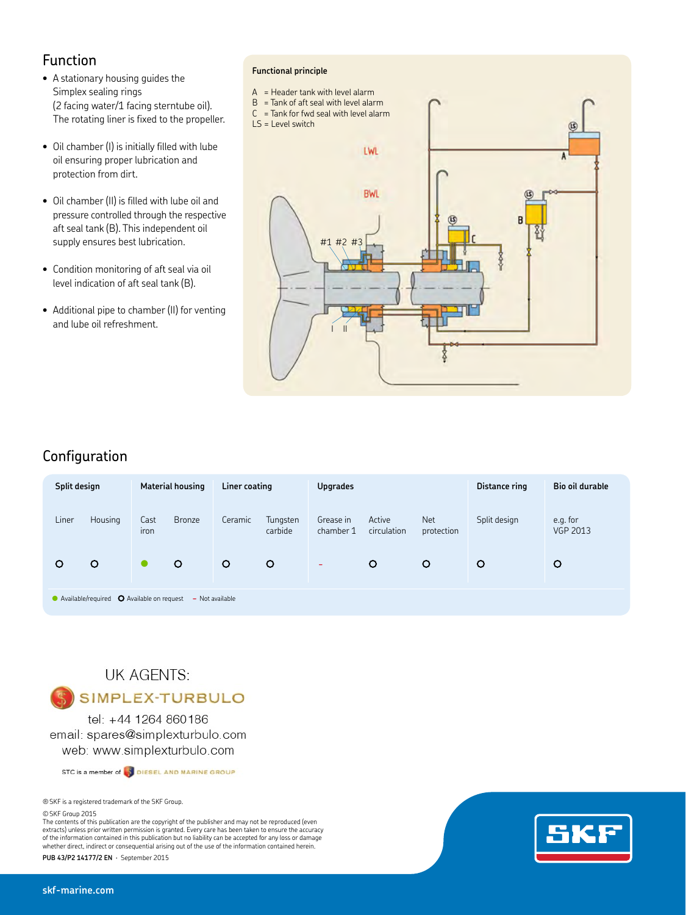## Function

- A stationary housing guides the Simplex sealing rings (2 facing water/1 facing sterntube oil). The rotating liner is fixed to the propeller.
- Oil chamber (I) is initially filled with lube oil ensuring proper lubrication and protection from dirt.
- Oil chamber (II) is filled with lube oil and pressure controlled through the respective aft seal tank (B). This independent oil supply ensures best lubrication.
- Condition monitoring of aft seal via oil level indication of aft seal tank (B).
- Additional pipe to chamber (II) for venting and lube oil refreshment.

**Functional principle**

A = Header tank with level alarm
B = Tank of aft seal with level alarm
C = Tank for fwd seal with level alarm
LS = Level switch

LWL
BWL
#1 #2 #3
I II
A
B
C
LS

## Configuration

| Split design | | Material housing | | Liner coating | | Upgrades | | | Distance ring | Bio oil durable |
|---|---|---|---|---|---|---|---|---|---|---|
| Liner | Housing | Cast iron | Bronze | Ceramic | Tungsten carbide | Grease in chamber 1 | Active circulation | Net protection | Split design | e.g. for VGP 2013 |
| O | O | ● | O | O | O | – | O | O | O | O |

● Available/required  O Available on request  – Not available

UK AGENTS:
SIMPLEX-TURBULO
tel: +44 1264 860186
email: spares@simplexturbulo.com
web: www.simplexturbulo.com

STC is a member of DIESEL AND MARINE GROUP

® SKF is a registered trademark of the SKF Group.

© SKF Group 2015
The contents of this publication are the copyright of the publisher and may not be reproduced (even extracts) unless prior written permission is granted. Every care has been taken to ensure the accuracy of the information contained in this publication but no liability can be accepted for any loss or damage whether direct, indirect or consequential arising out of the use of the information contained herein.

**PUB 43/P2 14177/2 EN** · September 2015

SKF

**skf-marine.com**